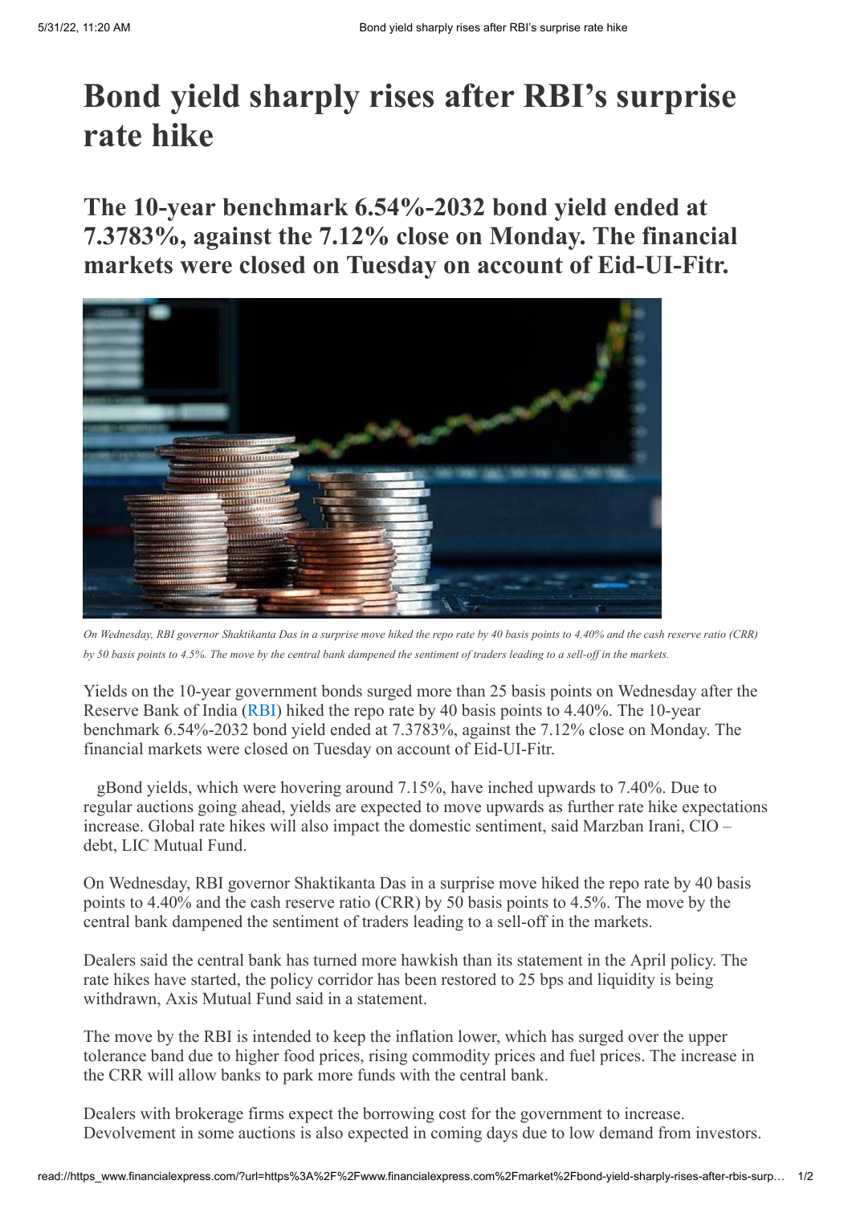# Bond yield sharply rises after RBI's surprise rate hike

## The 10-year benchmark 6.54%-2032 bond yield ended at 7.3783%, against the 7.12% close on Monday. The financial markets were closed on Tuesday on account of Eid-UI-Fitr.

*On Wednesday, RBI governor Shaktikanta Das in a surprise move hiked the repo rate by 40 basis points to 4.40% and the cash reserve ratio (CRR) by 50 basis points to 4.5%. The move by the central bank dampened the sentiment of traders leading to a sell-off in the markets.*

Yields on the 10-year government bonds surged more than 25 basis points on Wednesday after the Reserve Bank of India (RBI) hiked the repo rate by 40 basis points to 4.40%. The 10-year benchmark 6.54%-2032 bond yield ended at 7.3783%, against the 7.12% close on Monday. The financial markets were closed on Tuesday on account of Eid-UI-Fitr.

gBond yields, which were hovering around 7.15%, have inched upwards to 7.40%. Due to regular auctions going ahead, yields are expected to move upwards as further rate hike expectations increase. Global rate hikes will also impact the domestic sentiment, said Marzban Irani, CIO – debt, LIC Mutual Fund.

On Wednesday, RBI governor Shaktikanta Das in a surprise move hiked the repo rate by 40 basis points to 4.40% and the cash reserve ratio (CRR) by 50 basis points to 4.5%. The move by the central bank dampened the sentiment of traders leading to a sell-off in the markets.

Dealers said the central bank has turned more hawkish than its statement in the April policy. The rate hikes have started, the policy corridor has been restored to 25 bps and liquidity is being withdrawn, Axis Mutual Fund said in a statement.

The move by the RBI is intended to keep the inflation lower, which has surged over the upper tolerance band due to higher food prices, rising commodity prices and fuel prices. The increase in the CRR will allow banks to park more funds with the central bank.

Dealers with brokerage firms expect the borrowing cost for the government to increase. Devolvement in some auctions is also expected in coming days due to low demand from investors.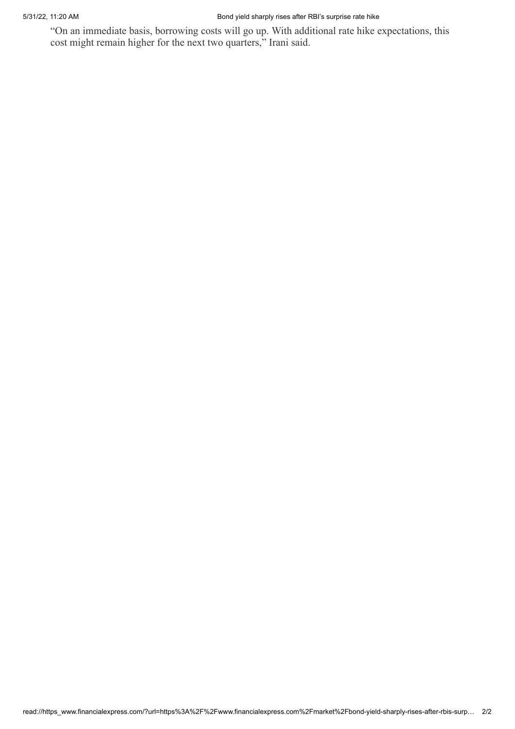"On an immediate basis, borrowing costs will go up. With additional rate hike expectations, this cost might remain higher for the next two quarters," Irani said.